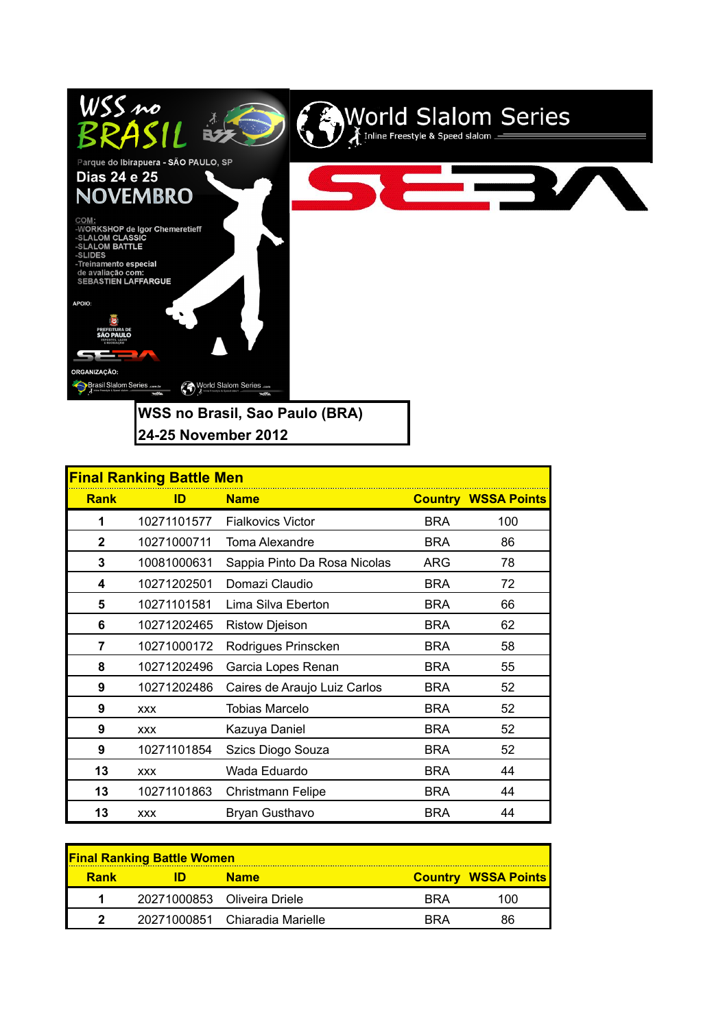WSS no BRASIL

Parque do Ibirapuera - SÃO PAULO, SP

Dias 24 e 25

NOVEMBRO

COM:
- WORKSHOP de Igor Chemeretieff
- SLALOM CLASSIC
- SLALOM BATTLE
- SLIDES
- Treinamento especial de avaliação com: SEBASTIEN LAFFARGUE

APOIO:

PREFEITURA DE SÃO PAULO

ORGANIZAÇÃO:

Brasil Slalom Series

World Slalom Series

World Slalom Series
Inline Freestyle & Speed slalom

SEBA

**WSS no Brasil, Sao Paulo (BRA)**
**24-25 November 2012**

## Final Ranking Battle Men

| Rank | ID | Name | Country | WSSA Points |
|---|---|---|---|---|
| 1 | 10271101577 | Fialkovics Victor | BRA | 100 |
| 2 | 10271000711 | Toma Alexandre | BRA | 86 |
| 3 | 10081000631 | Sappia Pinto Da Rosa Nicolas | ARG | 78 |
| 4 | 10271202501 | Domazi Claudio | BRA | 72 |
| 5 | 10271101581 | Lima Silva Eberton | BRA | 66 |
| 6 | 10271202465 | Ristow Djeison | BRA | 62 |
| 7 | 10271000172 | Rodrigues Prinscken | BRA | 58 |
| 8 | 10271202496 | Garcia Lopes Renan | BRA | 55 |
| 9 | 10271202486 | Caires de Araujo Luiz Carlos | BRA | 52 |
| 9 | xxx | Tobias Marcelo | BRA | 52 |
| 9 | xxx | Kazuya Daniel | BRA | 52 |
| 9 | 10271101854 | Szics Diogo Souza | BRA | 52 |
| 13 | xxx | Wada Eduardo | BRA | 44 |
| 13 | 10271101863 | Christmann Felipe | BRA | 44 |
| 13 | xxx | Bryan Gusthavo | BRA | 44 |

## Final Ranking Battle Women

| Rank | ID | Name | Country | WSSA Points |
|---|---|---|---|---|
| 1 | 20271000853 | Oliveira Driele | BRA | 100 |
| 2 | 20271000851 | Chiaradia Marielle | BRA | 86 |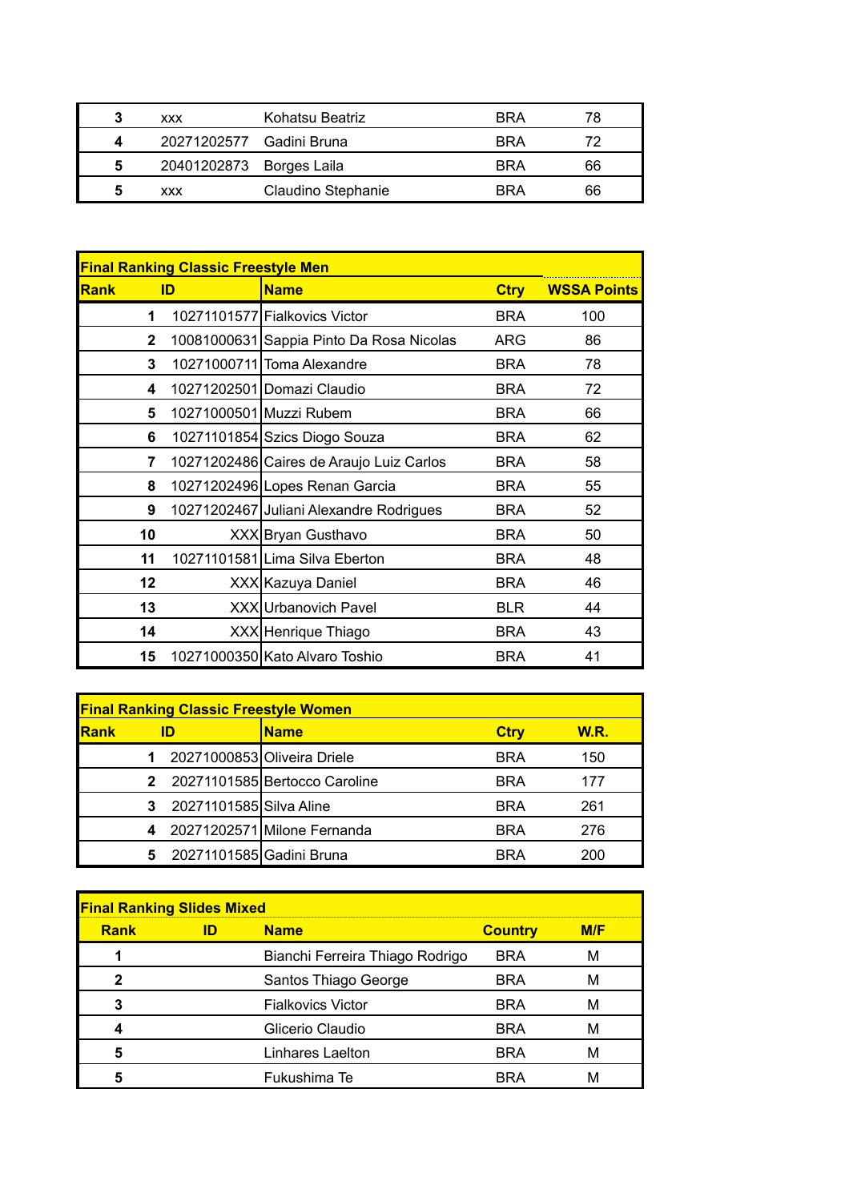| Rank | ID | Name | Ctry | WSSA Points |
|---|---|---|---|---|
| 3 | xxx | Kohatsu Beatriz | BRA | 78 |
| 4 | 20271202577 | Gadini Bruna | BRA | 72 |
| 5 | 20401202873 | Borges Laila | BRA | 66 |
| 5 | xxx | Claudino Stephanie | BRA | 66 |

**Final Ranking Classic Freestyle Men**

| Rank | ID | Name | Ctry | WSSA Points |
|---|---|---|---|---|
| 1 | 10271101577 | Fialkovics Victor | BRA | 100 |
| 2 | 10081000631 | Sappia Pinto Da Rosa Nicolas | ARG | 86 |
| 3 | 10271000711 | Toma Alexandre | BRA | 78 |
| 4 | 10271202501 | Domazi Claudio | BRA | 72 |
| 5 | 10271000501 | Muzzi Rubem | BRA | 66 |
| 6 | 10271101854 | Szics Diogo Souza | BRA | 62 |
| 7 | 10271202486 | Caires de Araujo Luiz Carlos | BRA | 58 |
| 8 | 10271202496 | Lopes Renan Garcia | BRA | 55 |
| 9 | 10271202467 | Juliani Alexandre Rodrigues | BRA | 52 |
| 10 | XXX | Bryan Gusthavo | BRA | 50 |
| 11 | 10271101581 | Lima Silva Eberton | BRA | 48 |
| 12 | XXX | Kazuya Daniel | BRA | 46 |
| 13 | XXX | Urbanovich Pavel | BLR | 44 |
| 14 | XXX | Henrique Thiago | BRA | 43 |
| 15 | 10271000350 | Kato Alvaro Toshio | BRA | 41 |

**Final Ranking Classic Freestyle Women**

| Rank | ID | Name | Ctry | W.R. |
|---|---|---|---|---|
| 1 | 20271000853 | Oliveira Driele | BRA | 150 |
| 2 | 20271101585 | Bertocco Caroline | BRA | 177 |
| 3 | 20271101585 | Silva Aline | BRA | 261 |
| 4 | 20271202571 | Milone Fernanda | BRA | 276 |
| 5 | 20271101585 | Gadini Bruna | BRA | 200 |

**Final Ranking Slides Mixed**

| Rank | ID | Name | Country | M/F |
|---|---|---|---|---|
| 1 | | Bianchi Ferreira Thiago Rodrigo | BRA | M |
| 2 | | Santos Thiago George | BRA | M |
| 3 | | Fialkovics Victor | BRA | M |
| 4 | | Glicerio Claudio | BRA | M |
| 5 | | Linhares Laelton | BRA | M |
| 5 | | Fukushima Te | BRA | M |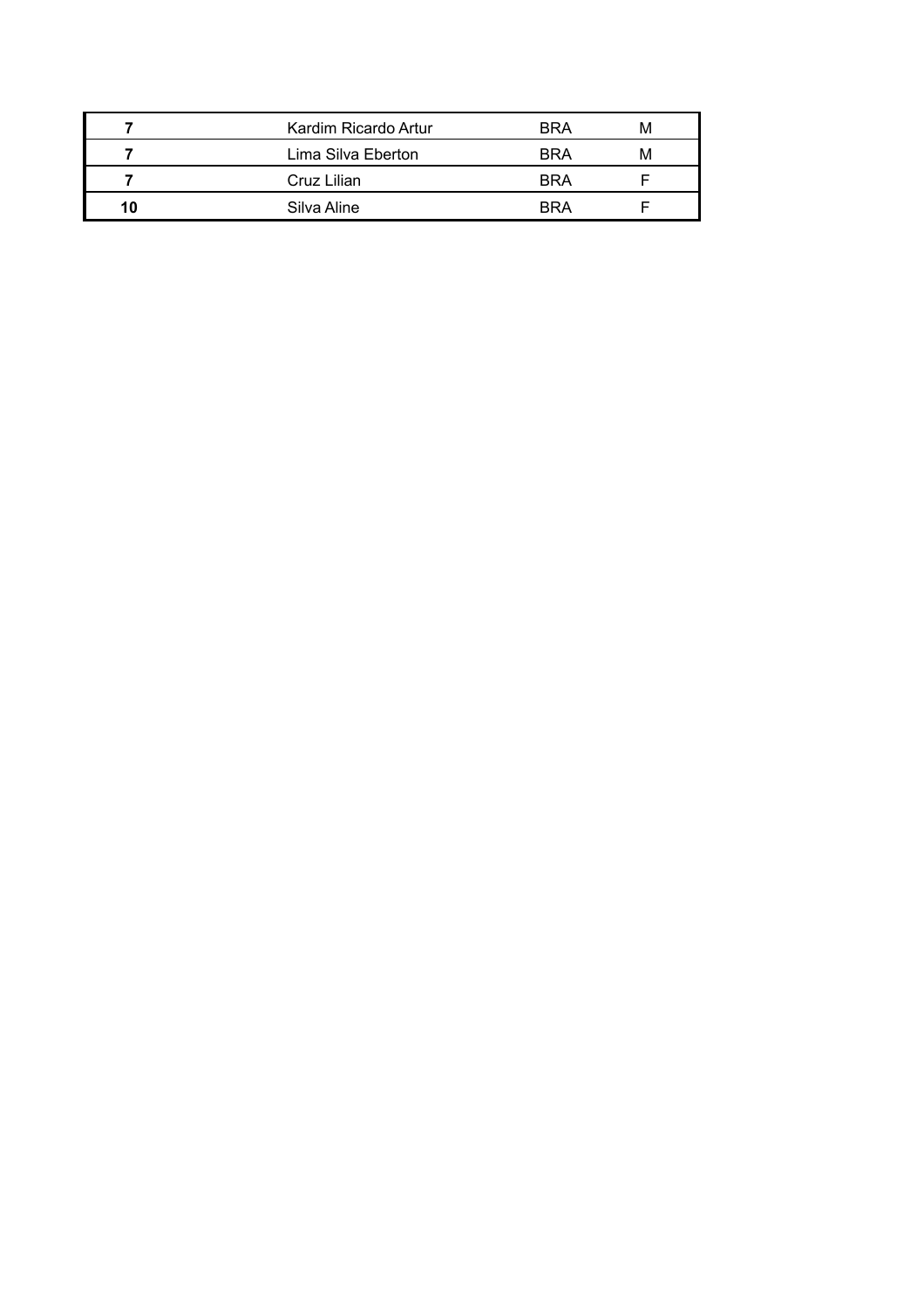| | | | |
|---|---|---|---|
| **7** | Kardim Ricardo Artur | BRA | M |
| **7** | Lima Silva Eberton | BRA | M |
| **7** | Cruz Lilian | BRA | F |
| **10** | Silva Aline | BRA | F |